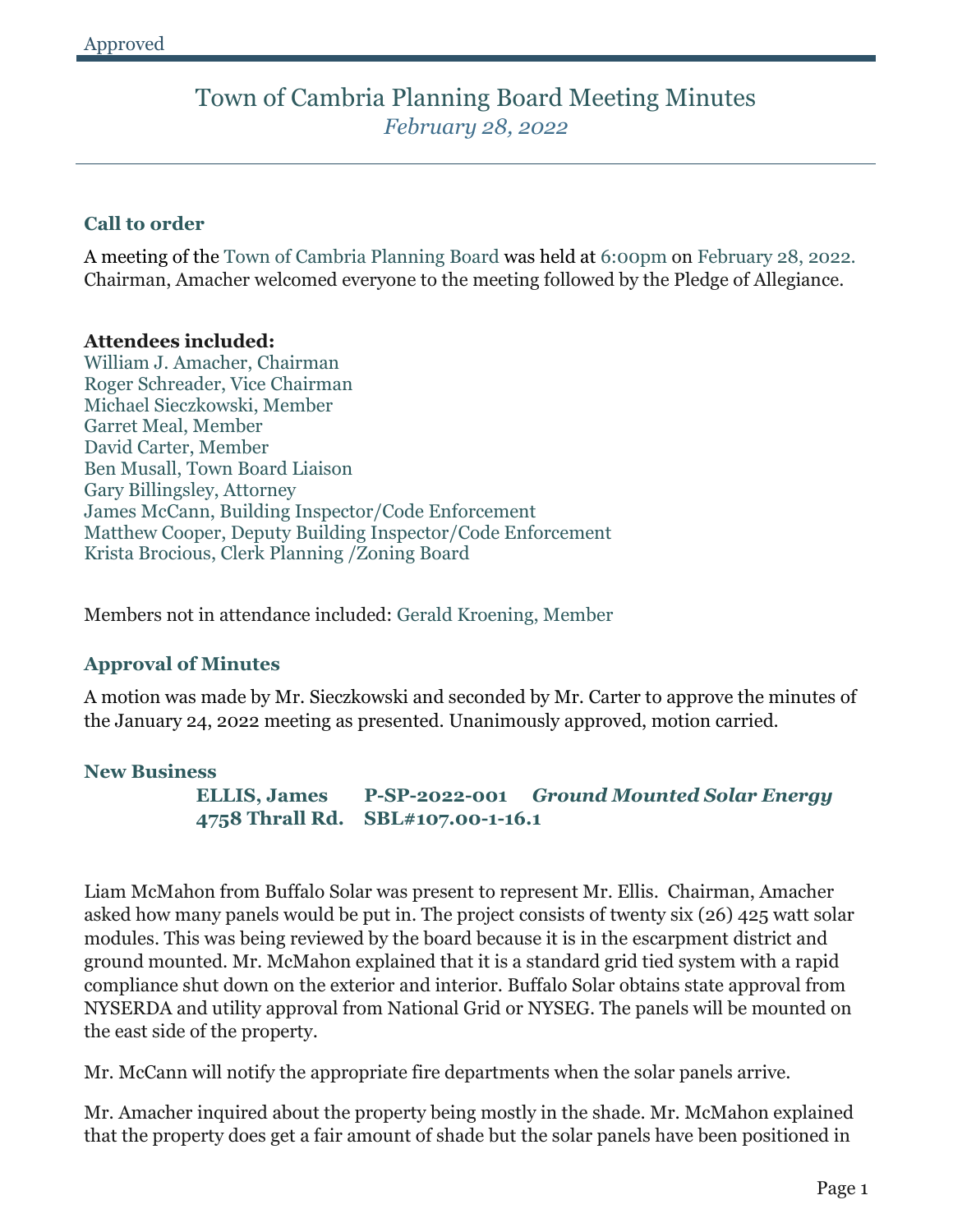Approved

# Town of Cambria Planning Board Meeting Minutes

*February 28, 2022*

## Call to order

A meeting of the Town of Cambria Planning Board was held at 6:00pm on February 28, 2022. Chairman, Amacher welcomed everyone to the meeting followed by the Pledge of Allegiance.

**Attendees included:**

William J. Amacher, Chairman
Roger Schreader, Vice Chairman
Michael Sieczkowski, Member
Garret Meal, Member
David Carter, Member
Ben Musall, Town Board Liaison
Gary Billingsley, Attorney
James McCann, Building Inspector/Code Enforcement
Matthew Cooper, Deputy Building Inspector/Code Enforcement
Krista Brocious, Clerk Planning /Zoning Board

Members not in attendance included: Gerald Kroening, Member

## Approval of Minutes

A motion was made by Mr. Sieczkowski and seconded by Mr. Carter to approve the minutes of the January 24, 2022 meeting as presented. Unanimously approved, motion carried.

## New Business

**ELLIS, James P-SP-2022-001** ***Ground Mounted Solar Energy***
**4758 Thrall Rd. SBL#107.00-1-16.1**

Liam McMahon from Buffalo Solar was present to represent Mr. Ellis. Chairman, Amacher asked how many panels would be put in. The project consists of twenty six (26) 425 watt solar modules. This was being reviewed by the board because it is in the escarpment district and ground mounted. Mr. McMahon explained that it is a standard grid tied system with a rapid compliance shut down on the exterior and interior. Buffalo Solar obtains state approval from NYSERDA and utility approval from National Grid or NYSEG. The panels will be mounted on the east side of the property.

Mr. McCann will notify the appropriate fire departments when the solar panels arrive.

Mr. Amacher inquired about the property being mostly in the shade. Mr. McMahon explained that the property does get a fair amount of shade but the solar panels have been positioned in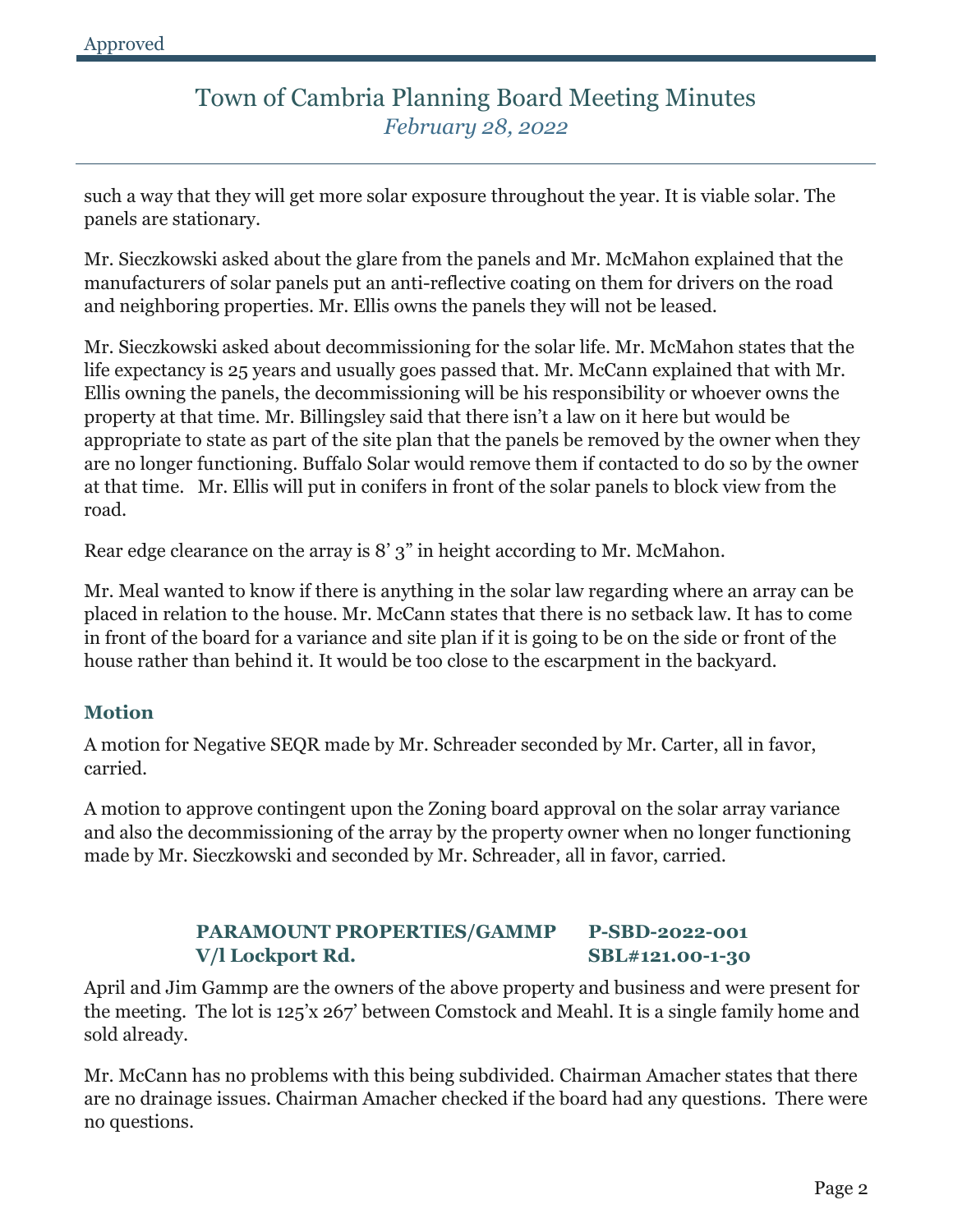such a way that they will get more solar exposure throughout the year. It is viable solar. The panels are stationary.

Mr. Sieczkowski asked about the glare from the panels and Mr. McMahon explained that the manufacturers of solar panels put an anti-reflective coating on them for drivers on the road and neighboring properties. Mr. Ellis owns the panels they will not be leased.

Mr. Sieczkowski asked about decommissioning for the solar life. Mr. McMahon states that the life expectancy is 25 years and usually goes passed that. Mr. McCann explained that with Mr. Ellis owning the panels, the decommissioning will be his responsibility or whoever owns the property at that time. Mr. Billingsley said that there isn't a law on it here but would be appropriate to state as part of the site plan that the panels be removed by the owner when they are no longer functioning. Buffalo Solar would remove them if contacted to do so by the owner at that time. Mr. Ellis will put in conifers in front of the solar panels to block view from the road.

Rear edge clearance on the array is 8' 3" in height according to Mr. McMahon.

Mr. Meal wanted to know if there is anything in the solar law regarding where an array can be placed in relation to the house. Mr. McCann states that there is no setback law. It has to come in front of the board for a variance and site plan if it is going to be on the side or front of the house rather than behind it. It would be too close to the escarpment in the backyard.

### Motion

A motion for Negative SEQR made by Mr. Schreader seconded by Mr. Carter, all in favor, carried.

A motion to approve contingent upon the Zoning board approval on the solar array variance and also the decommissioning of the array by the property owner when no longer functioning made by Mr. Sieczkowski and seconded by Mr. Schreader, all in favor, carried.

**PARAMOUNT PROPERTIES/GAMMP P-SBD-2022-001**
**V/l Lockport Rd. SBL#121.00-1-30**

April and Jim Gammp are the owners of the above property and business and were present for the meeting. The lot is 125'x 267' between Comstock and Meahl. It is a single family home and sold already.

Mr. McCann has no problems with this being subdivided. Chairman Amacher states that there are no drainage issues. Chairman Amacher checked if the board had any questions. There were no questions.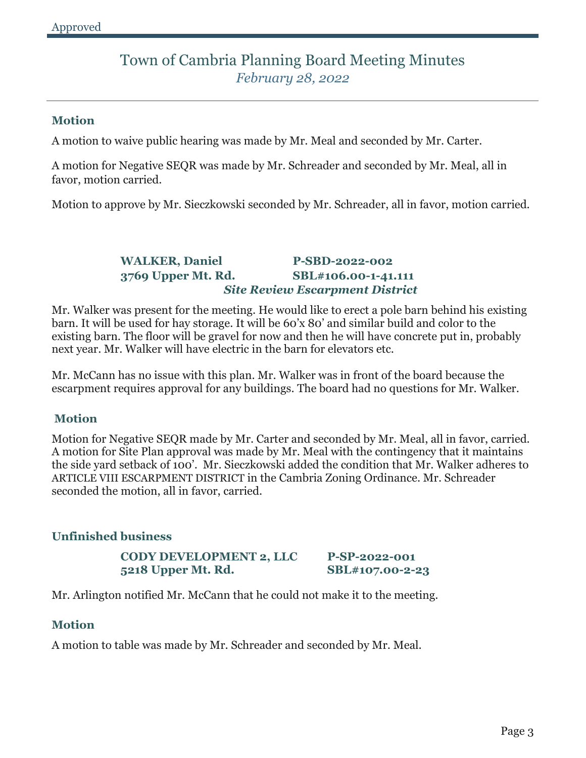### Motion

A motion to waive public hearing was made by Mr. Meal and seconded by Mr. Carter.

A motion for Negative SEQR was made by Mr. Schreader and seconded by Mr. Meal, all in favor, motion carried.

Motion to approve by Mr. Sieczkowski seconded by Mr. Schreader, all in favor, motion carried.

**WALKER, Daniel** — **P-SBD-2022-002**
**3769 Upper Mt. Rd.** — **SBL#106.00-1-41.111**
***Site Review Escarpment District***

Mr. Walker was present for the meeting. He would like to erect a pole barn behind his existing barn. It will be used for hay storage. It will be 60'x 80' and similar build and color to the existing barn. The floor will be gravel for now and then he will have concrete put in, probably next year. Mr. Walker will have electric in the barn for elevators etc.

Mr. McCann has no issue with this plan. Mr. Walker was in front of the board because the escarpment requires approval for any buildings. The board had no questions for Mr. Walker.

### Motion

Motion for Negative SEQR made by Mr. Carter and seconded by Mr. Meal, all in favor, carried. A motion for Site Plan approval was made by Mr. Meal with the contingency that it maintains the side yard setback of 100'. Mr. Sieczkowski added the condition that Mr. Walker adheres to ARTICLE VIII ESCARPMENT DISTRICT in the Cambria Zoning Ordinance. Mr. Schreader seconded the motion, all in favor, carried.

### Unfinished business

**CODY DEVELOPMENT 2, LLC** — **P-SP-2022-001**
**5218 Upper Mt. Rd.** — **SBL#107.00-2-23**

Mr. Arlington notified Mr. McCann that he could not make it to the meeting.

### Motion

A motion to table was made by Mr. Schreader and seconded by Mr. Meal.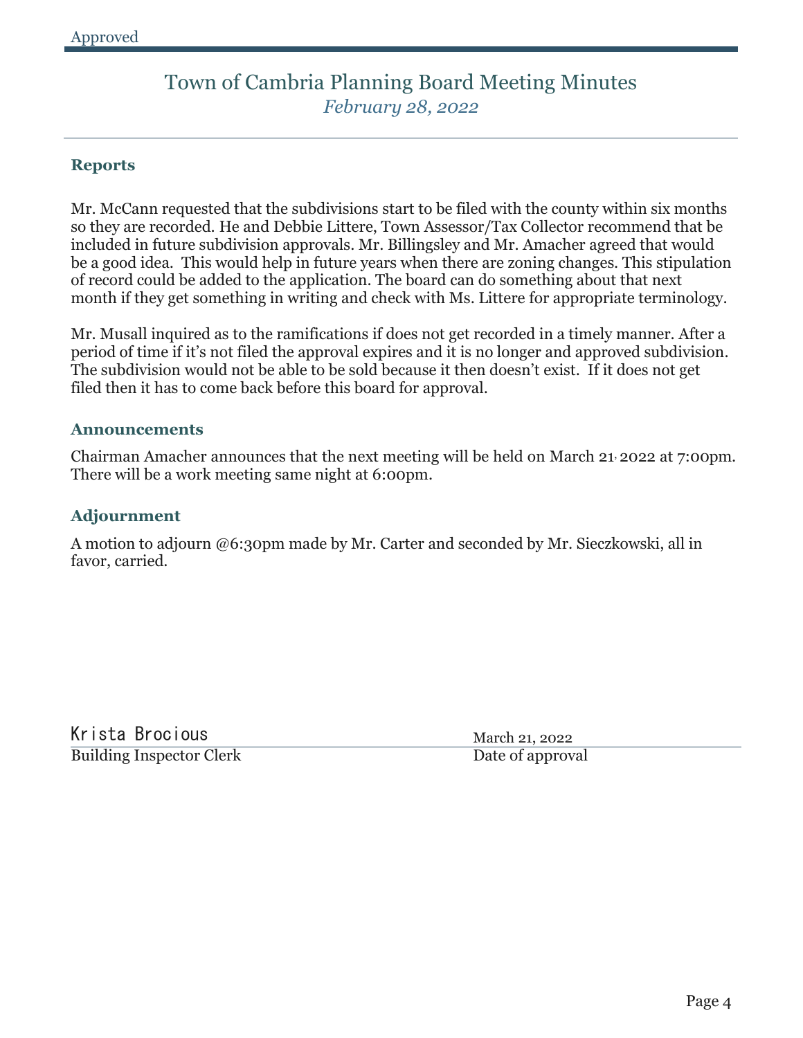Approved

# Town of Cambria Planning Board Meeting Minutes

*February 28, 2022*

## Reports

Mr. McCann requested that the subdivisions start to be filed with the county within six months so they are recorded. He and Debbie Littere, Town Assessor/Tax Collector recommend that be included in future subdivision approvals. Mr. Billingsley and Mr. Amacher agreed that would be a good idea. This would help in future years when there are zoning changes. This stipulation of record could be added to the application. The board can do something about that next month if they get something in writing and check with Ms. Littere for appropriate terminology.

Mr. Musall inquired as to the ramifications if does not get recorded in a timely manner. After a period of time if it's not filed the approval expires and it is no longer and approved subdivision. The subdivision would not be able to be sold because it then doesn't exist. If it does not get filed then it has to come back before this board for approval.

## Announcements

Chairman Amacher announces that the next meeting will be held on March 21, 2022 at 7:00pm. There will be a work meeting same night at 6:00pm.

## Adjournment

A motion to adjourn @6:30pm made by Mr. Carter and seconded by Mr. Sieczkowski, all in favor, carried.

Krista Brocious — Building Inspector Clerk

March 21, 2022 — Date of approval